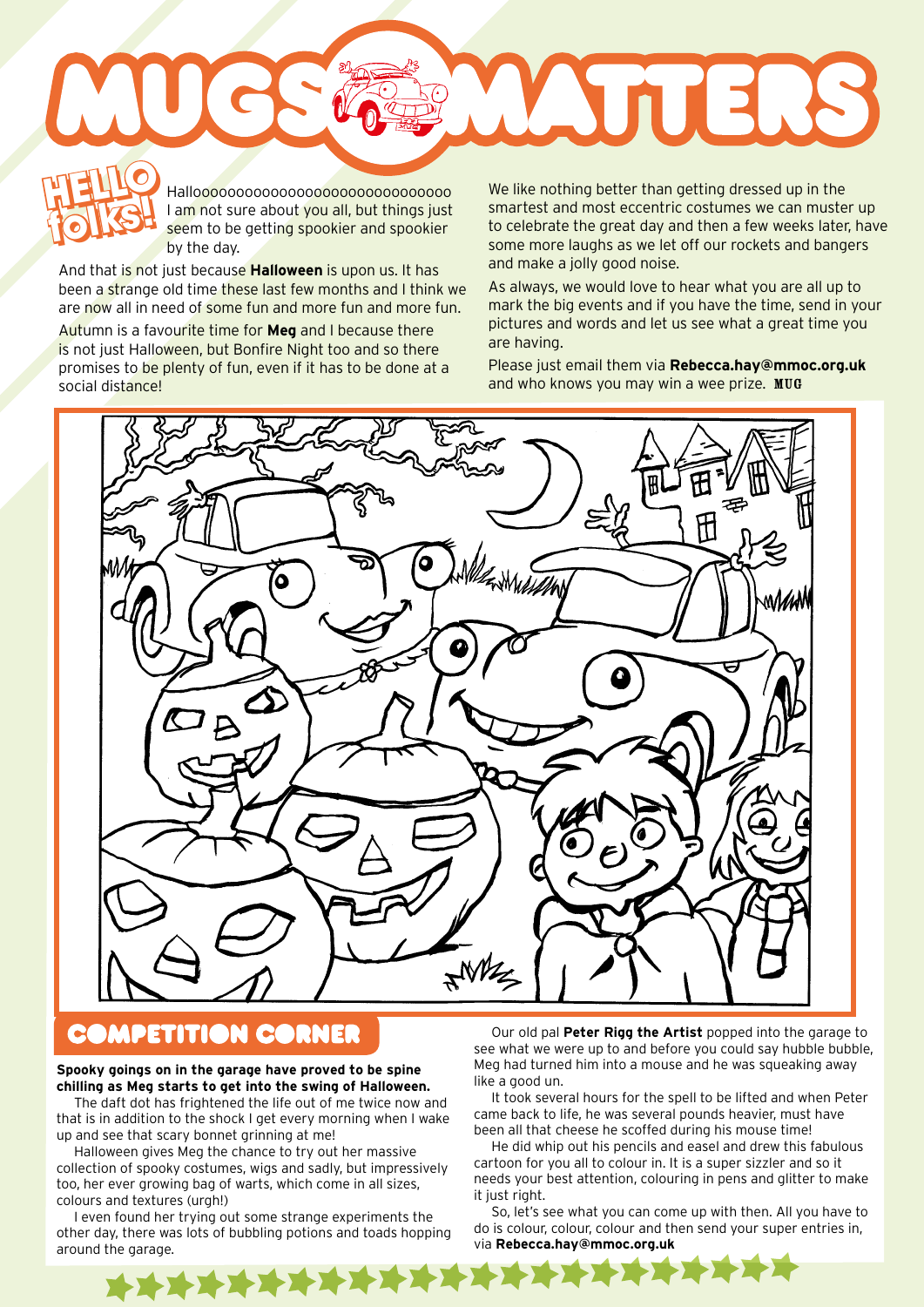# MUGS MATTERS

## HELLO folks!

Hallooooooooooooooooooooooooooooo I am not sure about you all, but things just seem to be getting spookier and spookier by the day.

And that is not just because **Halloween** is upon us. It has been a strange old time these last few months and I think we are now all in need of some fun and more fun and more fun.

Autumn is a favourite time for **Meg** and I because there is not just Halloween, but Bonfire Night too and so there promises to be plenty of fun, even if it has to be done at a social distance!

We like nothing better than getting dressed up in the smartest and most eccentric costumes we can muster up to celebrate the great day and then a few weeks later, have some more laughs as we let off our rockets and bangers and make a jolly good noise.

As always, we would love to hear what you are all up to mark the big events and if you have the time, send in your pictures and words and let us see what a great time you are having.

Please just email them via **Rebecca.hay@mmoc.org.uk** and who knows you may win a wee prize. MUG

## COMPETITION CORNER

**Spooky goings on in the garage have proved to be spine chilling as Meg starts to get into the swing of Halloween.**

The daft dot has frightened the life out of me twice now and that is in addition to the shock I get every morning when I wake up and see that scary bonnet grinning at me!

Halloween gives Meg the chance to try out her massive collection of spooky costumes, wigs and sadly, but impressively too, her ever growing bag of warts, which come in all sizes, colours and textures (urgh!)

I even found her trying out some strange experiments the other day, there was lots of bubbling potions and toads hopping around the garage.

Our old pal **Peter Rigg the Artist** popped into the garage to see what we were up to and before you could say hubble bubble, Meg had turned him into a mouse and he was squeaking away like a good un.

It took several hours for the spell to be lifted and when Peter came back to life, he was several pounds heavier, must have been all that cheese he scoffed during his mouse time!

He did whip out his pencils and easel and drew this fabulous cartoon for you all to colour in. It is a super sizzler and so it needs your best attention, colouring in pens and glitter to make it just right.

So, let's see what you can come up with then. All you have to do is colour, colour, colour and then send your super entries in, via **Rebecca.hay@mmoc.org.uk**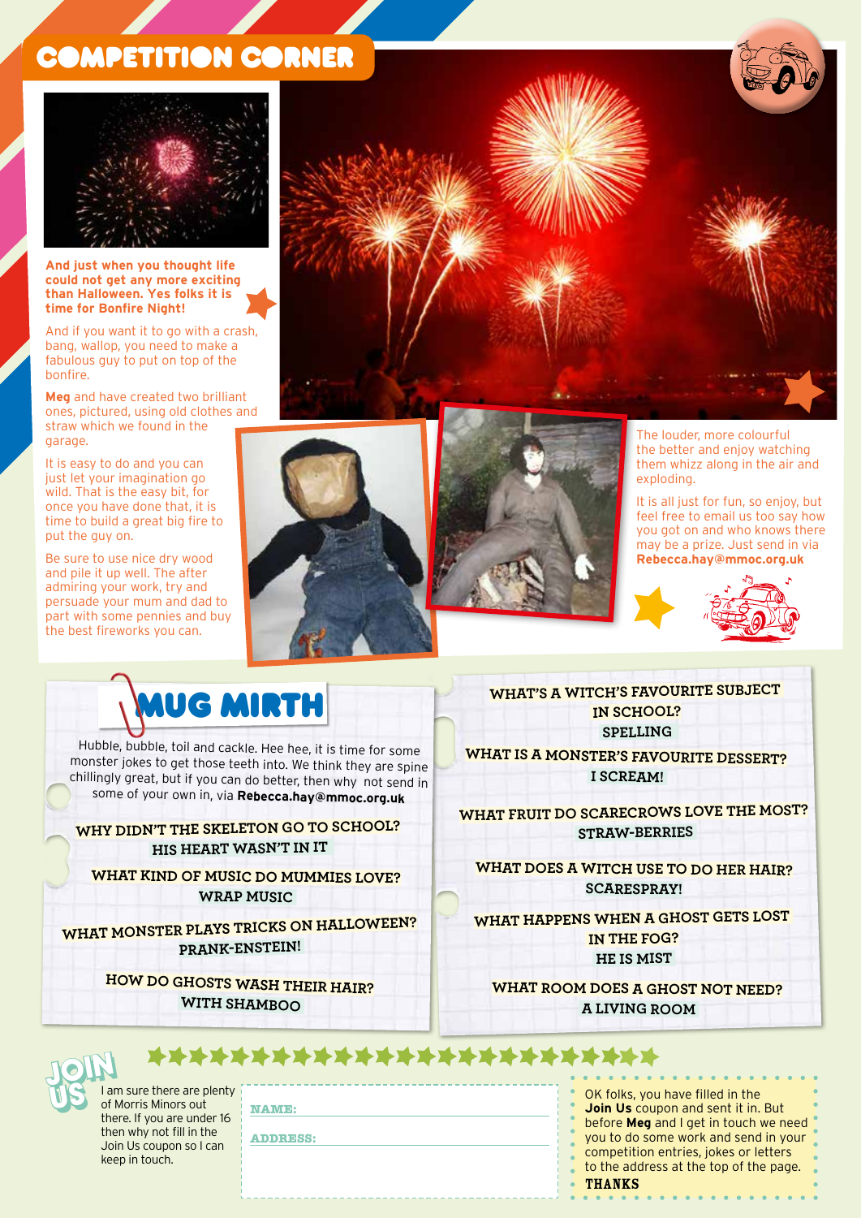# COMPETITION CORNER

**And just when you thought life could not get any more exciting than Halloween. Yes folks it is time for Bonfire Night!**

And if you want it to go with a crash, bang, wallop, you need to make a fabulous guy to put on top of the bonfire.

**Meg** and have created two brilliant ones, pictured, using old clothes and straw which we found in the garage.

It is easy to do and you can just let your imagination go wild. That is the easy bit, for once you have done that, it is time to build a great big fire to put the guy on.

Be sure to use nice dry wood and pile it up well. The after admiring your work, try and persuade your mum and dad to part with some pennies and buy the best fireworks you can.

The louder, more colourful the better and enjoy watching them whizz along in the air and exploding.

It is all just for fun, so enjoy, but feel free to email us too say how you got on and who knows there may be a prize. Just send in via **Rebecca.hay@mmoc.org.uk**

## MUG MIRTH

Hubble, bubble, toil and cackle. Hee hee, it is time for some monster jokes to get those teeth into. We think they are spine chillingly great, but if you can do better, then why not send in some of your own in, via **Rebecca.hay@mmoc.org.uk**

WHY DIDN'T THE SKELETON GO TO SCHOOL?
HIS HEART WASN'T IN IT

WHAT KIND OF MUSIC DO MUMMIES LOVE?
WRAP MUSIC

WHAT MONSTER PLAYS TRICKS ON HALLOWEEN?
PRANK-ENSTEIN!

HOW DO GHOSTS WASH THEIR HAIR?
WITH SHAMBOO

WHAT'S A WITCH'S FAVOURITE SUBJECT IN SCHOOL?
SPELLING

WHAT IS A MONSTER'S FAVOURITE DESSERT?
I SCREAM!

WHAT FRUIT DO SCARECROWS LOVE THE MOST?
STRAW-BERRIES

WHAT DOES A WITCH USE TO DO HER HAIR?
SCARESPRAY!

WHAT HAPPENS WHEN A GHOST GETS LOST IN THE FOG?
HE IS MIST

WHAT ROOM DOES A GHOST NOT NEED?
A LIVING ROOM

## JOIN US

I am sure there are plenty of Morris Minors out there. If you are under 16 then why not fill in the Join Us coupon so I can keep in touch.

NAME:

ADDRESS:

OK folks, you have filled in the **Join Us** coupon and sent it in. But before **Meg** and I get in touch we need you to do some work and send in your competition entries, jokes or letters to the address at the top of the page.
**THANKS**